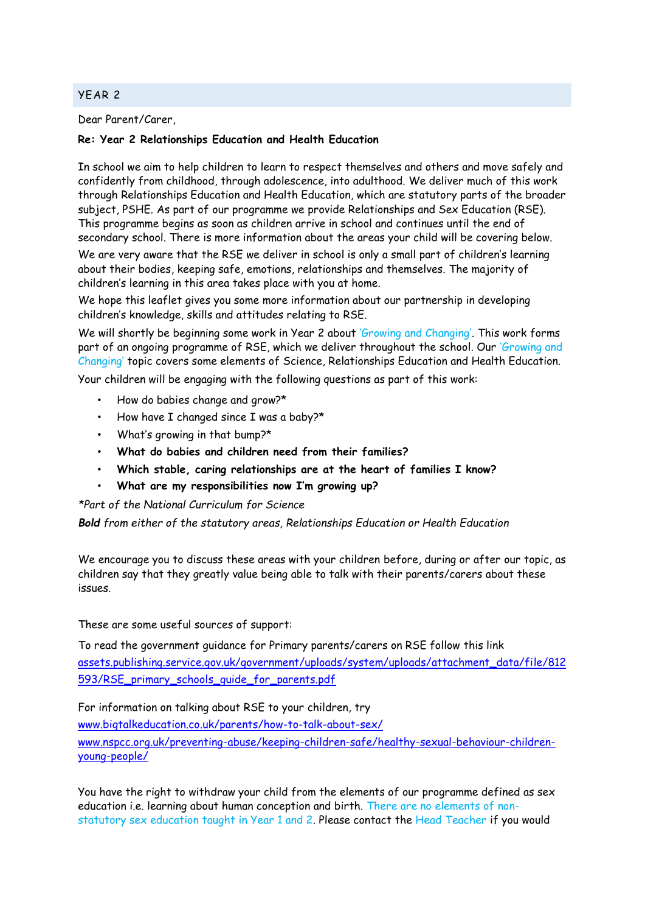## YEAR 2

Dear Parent/Carer,

**Re: Year 2 Relationships Education and Health Education**

In school we aim to help children to learn to respect themselves and others and move safely and confidently from childhood, through adolescence, into adulthood. We deliver much of this work through Relationships Education and Health Education, which are statutory parts of the broader subject, PSHE. As part of our programme we provide Relationships and Sex Education (RSE). This programme begins as soon as children arrive in school and continues until the end of secondary school. There is more information about the areas your child will be covering below.

We are very aware that the RSE we deliver in school is only a small part of children's learning about their bodies, keeping safe, emotions, relationships and themselves. The majority of children's learning in this area takes place with you at home.

We hope this leaflet gives you some more information about our partnership in developing children's knowledge, skills and attitudes relating to RSE.

We will shortly be beginning some work in Year 2 about 'Growing and Changing'. This work forms part of an ongoing programme of RSE, which we deliver throughout the school. Our 'Growing and Changing' topic covers some elements of Science, Relationships Education and Health Education.

Your children will be engaging with the following questions as part of this work:

- How do babies change and grow?*
- How have I changed since I was a baby?*
- What's growing in that bump?*
- **What do babies and children need from their families?**
- **Which stable, caring relationships are at the heart of families I know?**
- **What are my responsibilities now I'm growing up?**

*\*Part of the National Curriculum for Science*

***Bold** from either of the statutory areas, Relationships Education or Health Education*

We encourage you to discuss these areas with your children before, during or after our topic, as children say that they greatly value being able to talk with their parents/carers about these issues.

These are some useful sources of support:

To read the government guidance for Primary parents/carers on RSE follow this link
[assets.publishing.service.gov.uk/government/uploads/system/uploads/attachment_data/file/812593/RSE_primary_schools_guide_for_parents.pdf](assets.publishing.service.gov.uk/government/uploads/system/uploads/attachment_data/file/812593/RSE_primary_schools_guide_for_parents.pdf)

For information on talking about RSE to your children, try
[www.bigtalkeducation.co.uk/parents/how-to-talk-about-sex/](www.bigtalkeducation.co.uk/parents/how-to-talk-about-sex/)
[www.nspcc.org.uk/preventing-abuse/keeping-children-safe/healthy-sexual-behaviour-children-young-people/](www.nspcc.org.uk/preventing-abuse/keeping-children-safe/healthy-sexual-behaviour-children-young-people/)

You have the right to withdraw your child from the elements of our programme defined as sex education i.e. learning about human conception and birth. There are no elements of non-statutory sex education taught in Year 1 and 2. Please contact the Head Teacher if you would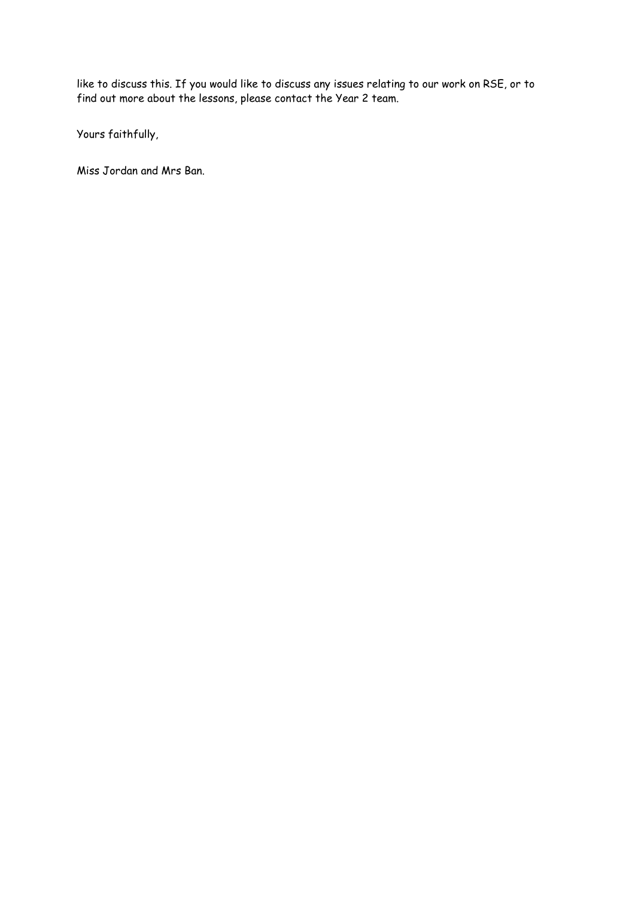like to discuss this. If you would like to discuss any issues relating to our work on RSE, or to find out more about the lessons, please contact the Year 2 team.

Yours faithfully,

Miss Jordan and Mrs Ban.